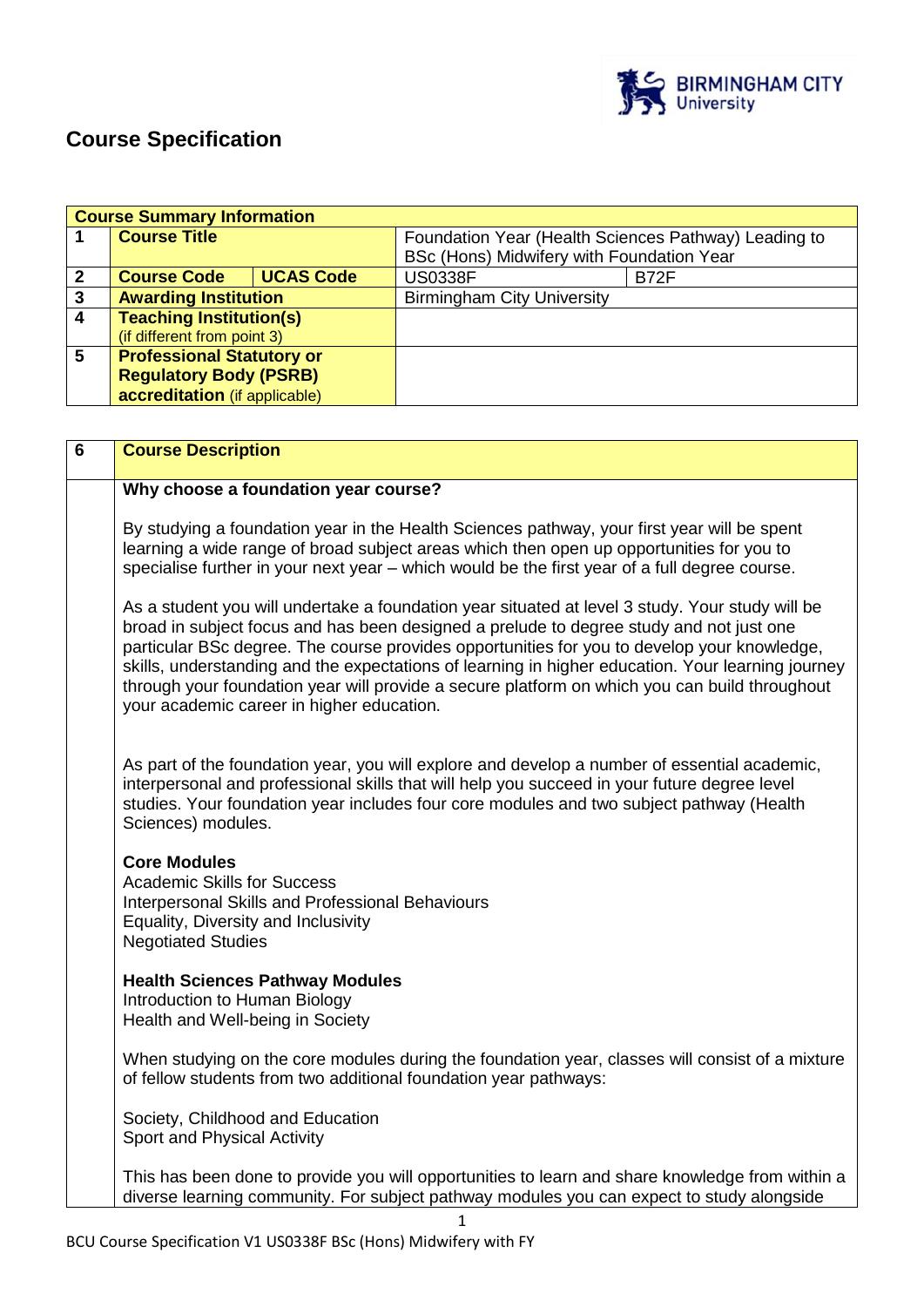# Course Specification

| Course Summary Information | | | |
|---|---|---|---|
| 1 | **Course Title** | Foundation Year (Health Sciences Pathway) Leading to BSc (Hons) Midwifery with Foundation Year | |
| 2 | **Course Code** / **UCAS Code** | US0338F | B72F |
| 3 | **Awarding Institution** | Birmingham City University | |
| 4 | **Teaching Institution(s)** (if different from point 3) | | |
| 5 | **Professional Statutory or Regulatory Body (PSRB) accreditation** (if applicable) | | |

| 6 | Course Description |
|---|---|

**Why choose a foundation year course?**

By studying a foundation year in the Health Sciences pathway, your first year will be spent learning a wide range of broad subject areas which then open up opportunities for you to specialise further in your next year – which would be the first year of a full degree course.

As a student you will undertake a foundation year situated at level 3 study. Your study will be broad in subject focus and has been designed a prelude to degree study and not just one particular BSc degree. The course provides opportunities for you to develop your knowledge, skills, understanding and the expectations of learning in higher education. Your learning journey through your foundation year will provide a secure platform on which you can build throughout your academic career in higher education.

As part of the foundation year, you will explore and develop a number of essential academic, interpersonal and professional skills that will help you succeed in your future degree level studies. Your foundation year includes four core modules and two subject pathway (Health Sciences) modules.

**Core Modules**
Academic Skills for Success
Interpersonal Skills and Professional Behaviours
Equality, Diversity and Inclusivity
Negotiated Studies

**Health Sciences Pathway Modules**
Introduction to Human Biology
Health and Well-being in Society

When studying on the core modules during the foundation year, classes will consist of a mixture of fellow students from two additional foundation year pathways:

Society, Childhood and Education
Sport and Physical Activity

This has been done to provide you will opportunities to learn and share knowledge from within a diverse learning community. For subject pathway modules you can expect to study alongside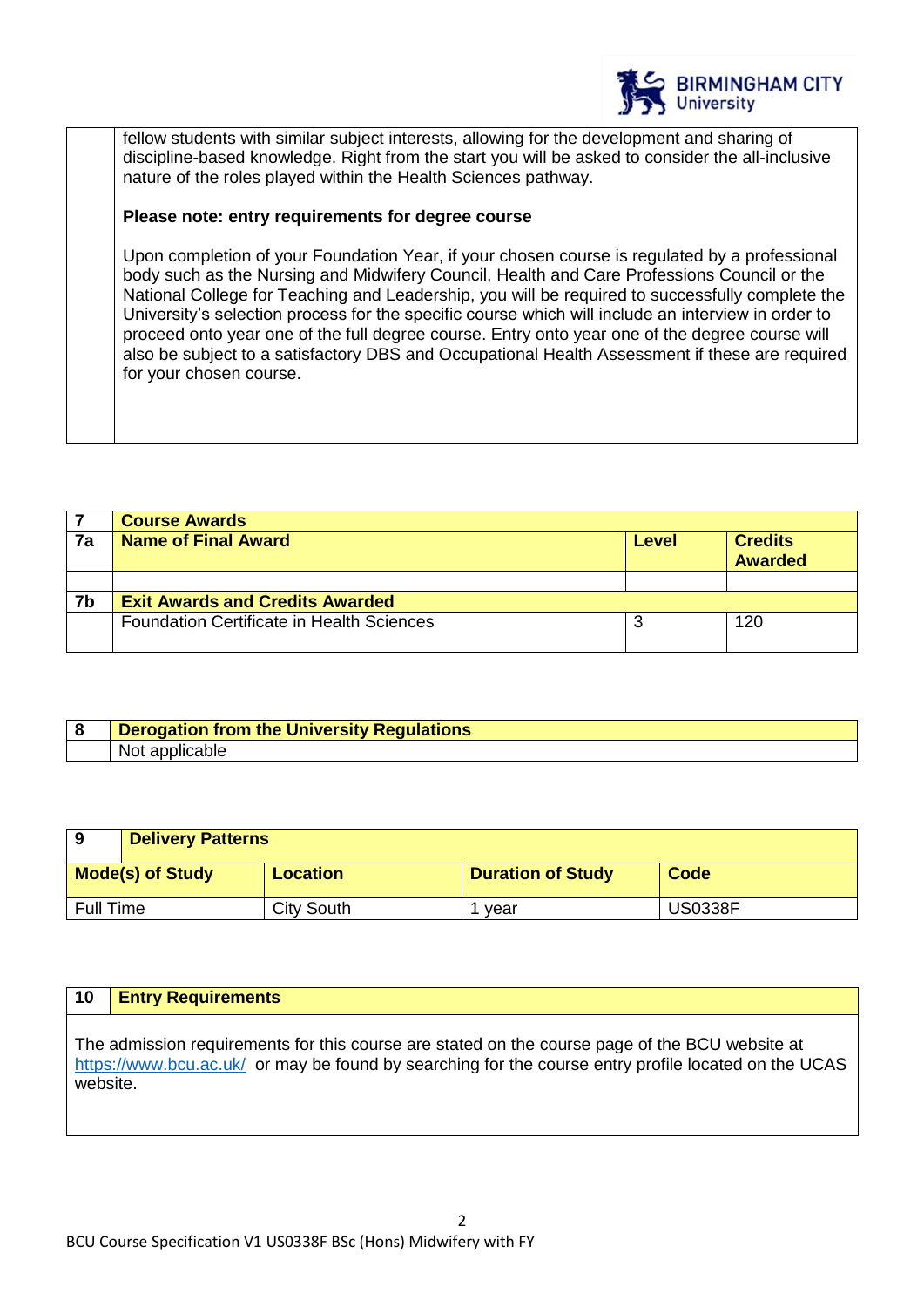fellow students with similar subject interests, allowing for the development and sharing of discipline-based knowledge. Right from the start you will be asked to consider the all-inclusive nature of the roles played within the Health Sciences pathway.

**Please note: entry requirements for degree course**

Upon completion of your Foundation Year, if your chosen course is regulated by a professional body such as the Nursing and Midwifery Council, Health and Care Professions Council or the National College for Teaching and Leadership, you will be required to successfully complete the University's selection process for the specific course which will include an interview in order to proceed onto year one of the full degree course. Entry onto year one of the degree course will also be subject to a satisfactory DBS and Occupational Health Assessment if these are required for your chosen course.

| 7 | Course Awards | | |
|---|---|---|---|
| **7a** | **Name of Final Award** | **Level** | **Credits Awarded** |
| | | | |
| **7b** | **Exit Awards and Credits Awarded** | | |
| | Foundation Certificate in Health Sciences | 3 | 120 |

| 8 | Derogation from the University Regulations |
|---|---|
| | Not applicable |

| 9 Delivery Patterns | | | |
|---|---|---|---|
| **Mode(s) of Study** | **Location** | **Duration of Study** | **Code** |
| Full Time | City South | 1 year | US0338F |

| 10 | Entry Requirements |
|---|---|

The admission requirements for this course are stated on the course page of the BCU website at https://www.bcu.ac.uk/ or may be found by searching for the course entry profile located on the UCAS website.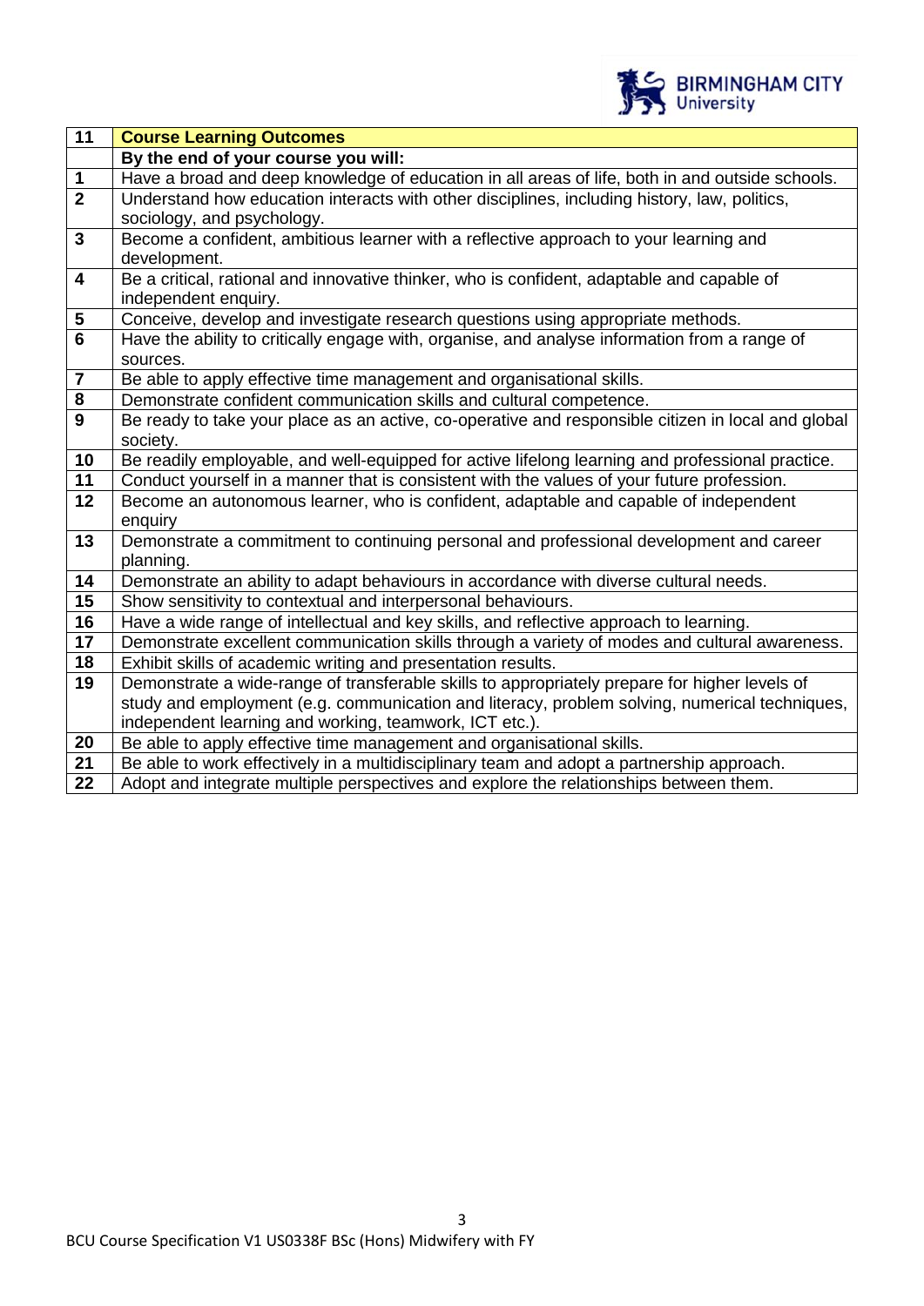| 11 | **Course Learning Outcomes** |
|---|---|
| | **By the end of your course you will:** |
| **1** | Have a broad and deep knowledge of education in all areas of life, both in and outside schools. |
| **2** | Understand how education interacts with other disciplines, including history, law, politics, sociology, and psychology. |
| **3** | Become a confident, ambitious learner with a reflective approach to your learning and development. |
| **4** | Be a critical, rational and innovative thinker, who is confident, adaptable and capable of independent enquiry. |
| **5** | Conceive, develop and investigate research questions using appropriate methods. |
| **6** | Have the ability to critically engage with, organise, and analyse information from a range of sources. |
| **7** | Be able to apply effective time management and organisational skills. |
| **8** | Demonstrate confident communication skills and cultural competence. |
| **9** | Be ready to take your place as an active, co-operative and responsible citizen in local and global society. |
| **10** | Be readily employable, and well-equipped for active lifelong learning and professional practice. |
| **11** | Conduct yourself in a manner that is consistent with the values of your future profession. |
| **12** | Become an autonomous learner, who is confident, adaptable and capable of independent enquiry |
| **13** | Demonstrate a commitment to continuing personal and professional development and career planning. |
| **14** | Demonstrate an ability to adapt behaviours in accordance with diverse cultural needs. |
| **15** | Show sensitivity to contextual and interpersonal behaviours. |
| **16** | Have a wide range of intellectual and key skills, and reflective approach to learning. |
| **17** | Demonstrate excellent communication skills through a variety of modes and cultural awareness. |
| **18** | Exhibit skills of academic writing and presentation results. |
| **19** | Demonstrate a wide-range of transferable skills to appropriately prepare for higher levels of study and employment (e.g. communication and literacy, problem solving, numerical techniques, independent learning and working, teamwork, ICT etc.). |
| **20** | Be able to apply effective time management and organisational skills. |
| **21** | Be able to work effectively in a multidisciplinary team and adopt a partnership approach. |
| **22** | Adopt and integrate multiple perspectives and explore the relationships between them. |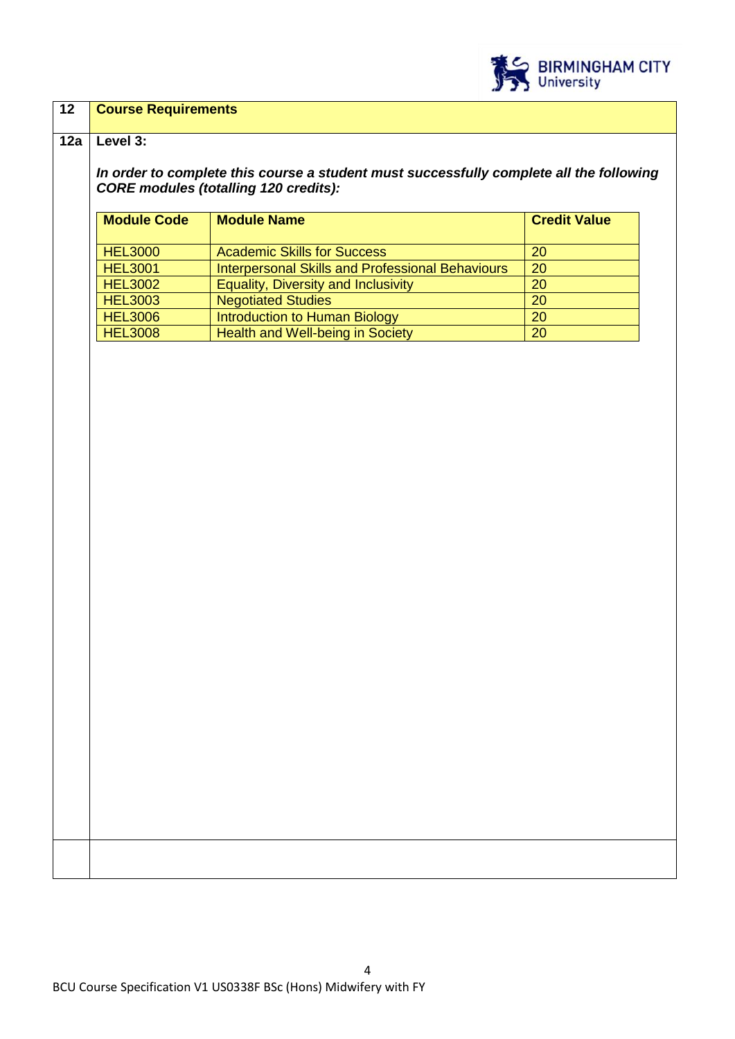## 12 Course Requirements

### 12a Level 3:

***In order to complete this course a student must successfully complete all the following CORE modules (totalling 120 credits):***

| Module Code | Module Name | Credit Value |
|---|---|---|
| HEL3000 | Academic Skills for Success | 20 |
| HEL3001 | Interpersonal Skills and Professional Behaviours | 20 |
| HEL3002 | Equality, Diversity and Inclusivity | 20 |
| HEL3003 | Negotiated Studies | 20 |
| HEL3006 | Introduction to Human Biology | 20 |
| HEL3008 | Health and Well-being in Society | 20 |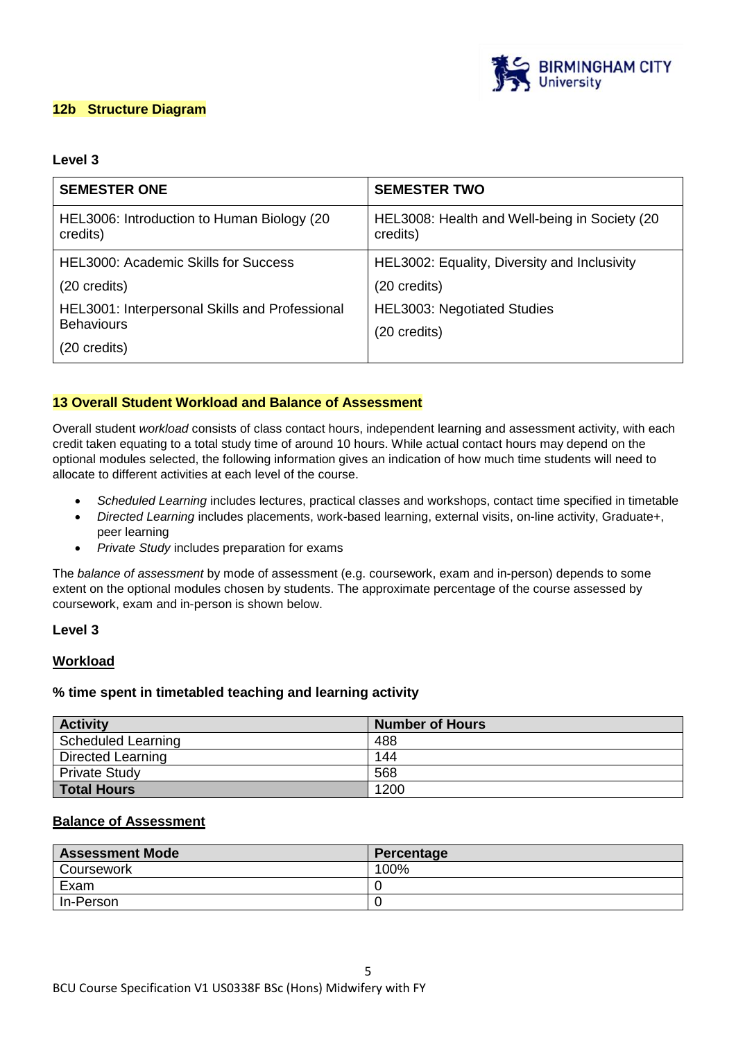## 12b Structure Diagram

**Level 3**

| SEMESTER ONE | SEMESTER TWO |
|---|---|
| HEL3006: Introduction to Human Biology (20 credits) | HEL3008: Health and Well-being in Society (20 credits) |
| HEL3000: Academic Skills for Success (20 credits) HEL3001: Interpersonal Skills and Professional Behaviours (20 credits) | HEL3002: Equality, Diversity and Inclusivity (20 credits) HEL3003: Negotiated Studies (20 credits) |

## 13 Overall Student Workload and Balance of Assessment

Overall student *workload* consists of class contact hours, independent learning and assessment activity, with each credit taken equating to a total study time of around 10 hours. While actual contact hours may depend on the optional modules selected, the following information gives an indication of how much time students will need to allocate to different activities at each level of the course.

- *Scheduled Learning* includes lectures, practical classes and workshops, contact time specified in timetable
- *Directed Learning* includes placements, work-based learning, external visits, on-line activity, Graduate+, peer learning
- *Private Study* includes preparation for exams

The *balance of assessment* by mode of assessment (e.g. coursework, exam and in-person) depends to some extent on the optional modules chosen by students. The approximate percentage of the course assessed by coursework, exam and in-person is shown below.

**Level 3**

**Workload**

**% time spent in timetabled teaching and learning activity**

| Activity | Number of Hours |
|---|---|
| Scheduled Learning | 488 |
| Directed Learning | 144 |
| Private Study | 568 |
| **Total Hours** | 1200 |

**Balance of Assessment**

| Assessment Mode | Percentage |
|---|---|
| Coursework | 100% |
| Exam | 0 |
| In-Person | 0 |